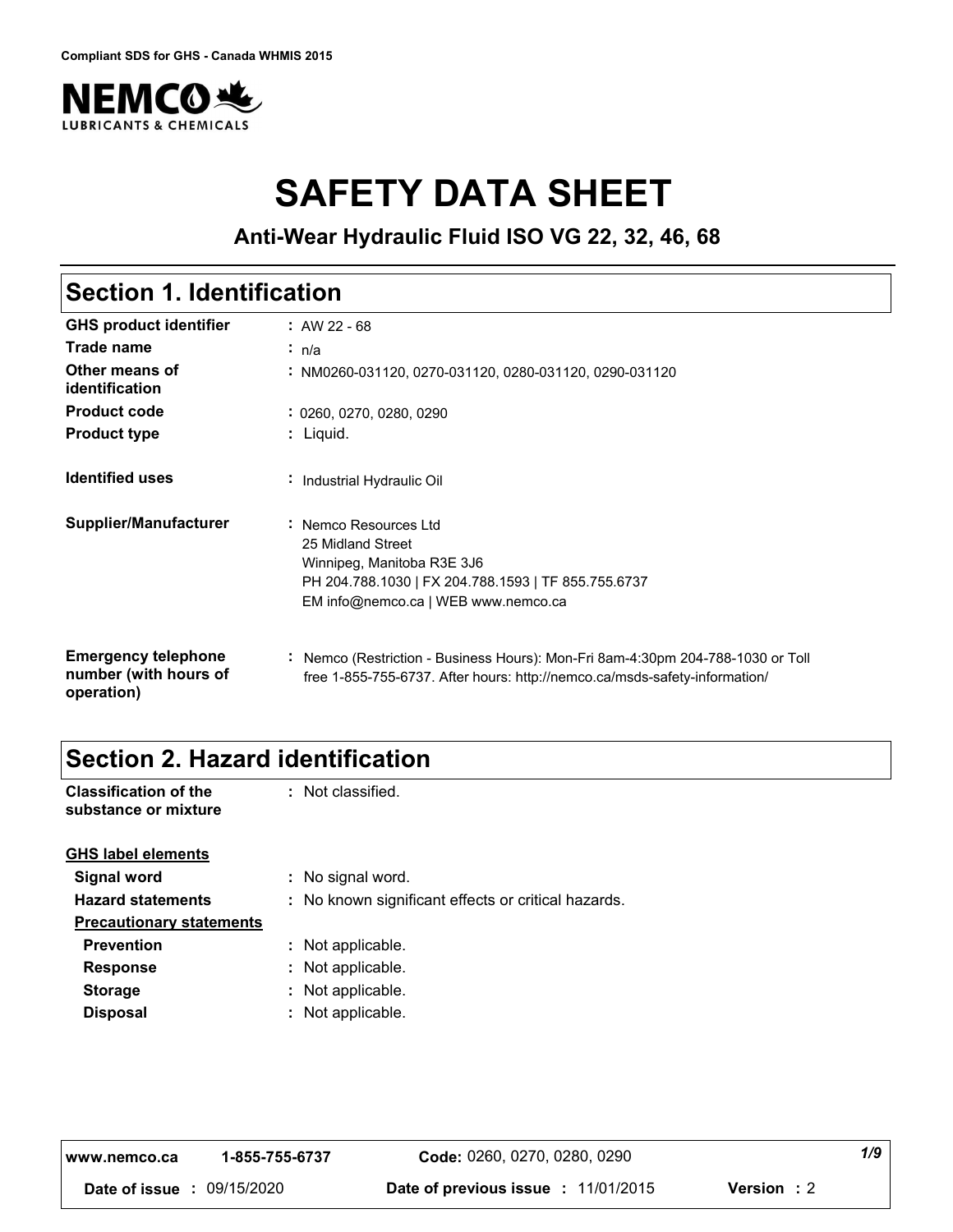Compliant SDS for GHS - Canada WHMIS 2015

NEMCO LUBRICANTS & CHEMICALS

# SAFETY DATA SHEET

### Anti-Wear Hydraulic Fluid ISO VG 22, 32, 46, 68

## Section 1. Identification

| | |
|---|---|
| **GHS product identifier** | : AW 22 - 68 |
| **Trade name** | : n/a |
| **Other means of identification** | : NM0260-031120, 0270-031120, 0280-031120, 0290-031120 |
| **Product code** | : 0260, 0270, 0280, 0290 |
| **Product type** | : Liquid. |
| **Identified uses** | : Industrial Hydraulic Oil |
| **Supplier/Manufacturer** | : Nemco Resources Ltd<br>25 Midland Street<br>Winnipeg, Manitoba R3E 3J6<br>PH 204.788.1030 \| FX 204.788.1593 \| TF 855.755.6737<br>EM info@nemco.ca \| WEB www.nemco.ca |
| **Emergency telephone number (with hours of operation)** | : Nemco (Restriction - Business Hours): Mon-Fri 8am-4:30pm 204-788-1030 or Toll free 1-855-755-6737. After hours: http://nemco.ca/msds-safety-information/ |

## Section 2. Hazard identification

| | |
|---|---|
| **Classification of the substance or mixture** | : Not classified. |

**GHS label elements**

| | |
|---|---|
| **Signal word** | : No signal word. |
| **Hazard statements** | : No known significant effects or critical hazards. |

**Precautionary statements**

| | |
|---|---|
| **Prevention** | : Not applicable. |
| **Response** | : Not applicable. |
| **Storage** | : Not applicable. |
| **Disposal** | : Not applicable. |

www.nemco.ca 1-855-755-6737 **Code:** 0260, 0270, 0280, 0290

**Date of issue :** 09/15/2020 **Date of previous issue :** 11/01/2015 **Version :** 2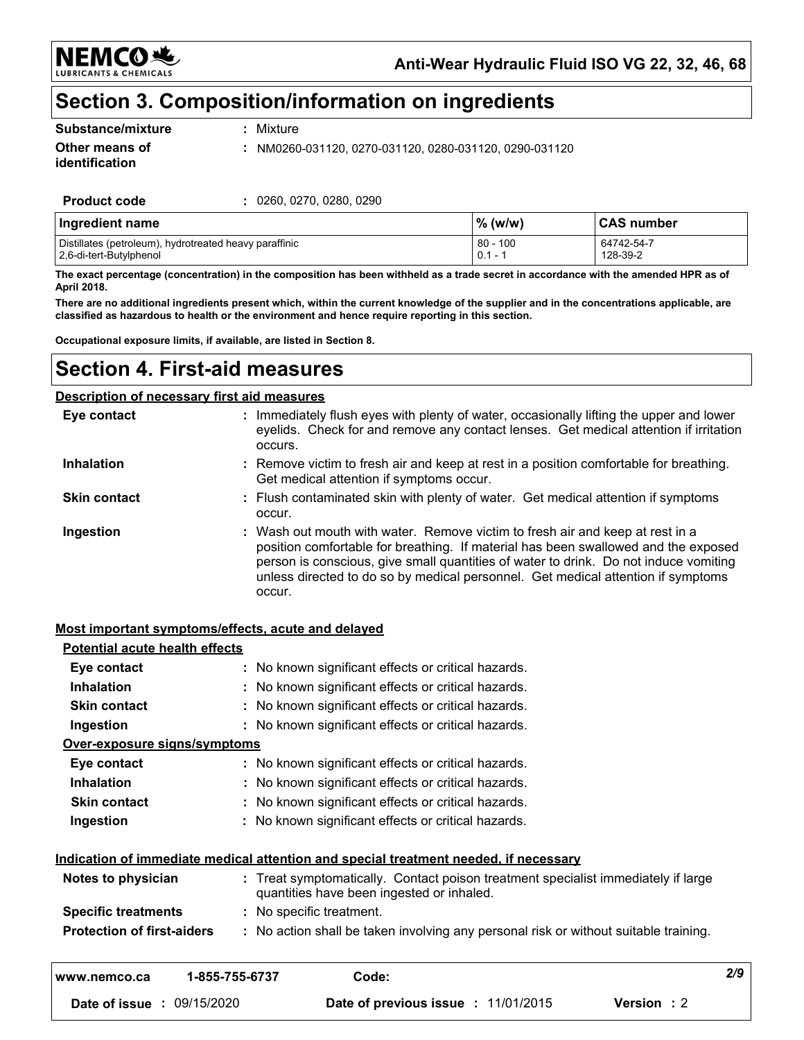## Section 3. Composition/information on ingredients

**Substance/mixture** : Mixture

**Other means of identification** : NM0260-031120, 0270-031120, 0280-031120, 0290-031120

**Product code** : 0260, 0270, 0280, 0290

| Ingredient name | % (w/w) | CAS number |
|---|---|---|
| Distillates (petroleum), hydrotreated heavy paraffinic | 80 - 100 | 64742-54-7 |
| 2,6-di-tert-Butylphenol | 0.1 - 1 | 128-39-2 |

**The exact percentage (concentration) in the composition has been withheld as a trade secret in accordance with the amended HPR as of April 2018.**

**There are no additional ingredients present which, within the current knowledge of the supplier and in the concentrations applicable, are classified as hazardous to health or the environment and hence require reporting in this section.**

**Occupational exposure limits, if available, are listed in Section 8.**

## Section 4. First-aid measures

### Description of necessary first aid measures

**Eye contact** : Immediately flush eyes with plenty of water, occasionally lifting the upper and lower eyelids. Check for and remove any contact lenses. Get medical attention if irritation occurs.

**Inhalation** : Remove victim to fresh air and keep at rest in a position comfortable for breathing. Get medical attention if symptoms occur.

**Skin contact** : Flush contaminated skin with plenty of water. Get medical attention if symptoms occur.

**Ingestion** : Wash out mouth with water. Remove victim to fresh air and keep at rest in a position comfortable for breathing. If material has been swallowed and the exposed person is conscious, give small quantities of water to drink. Do not induce vomiting unless directed to do so by medical personnel. Get medical attention if symptoms occur.

### Most important symptoms/effects, acute and delayed

**Potential acute health effects**

**Eye contact** : No known significant effects or critical hazards.

**Inhalation** : No known significant effects or critical hazards.

**Skin contact** : No known significant effects or critical hazards.

**Ingestion** : No known significant effects or critical hazards.

**Over-exposure signs/symptoms**

**Eye contact** : No known significant effects or critical hazards.

**Inhalation** : No known significant effects or critical hazards.

**Skin contact** : No known significant effects or critical hazards.

**Ingestion** : No known significant effects or critical hazards.

### Indication of immediate medical attention and special treatment needed, if necessary

**Notes to physician** : Treat symptomatically. Contact poison treatment specialist immediately if large quantities have been ingested or inhaled.

**Specific treatments** : No specific treatment.

**Protection of first-aiders** : No action shall be taken involving any personal risk or without suitable training.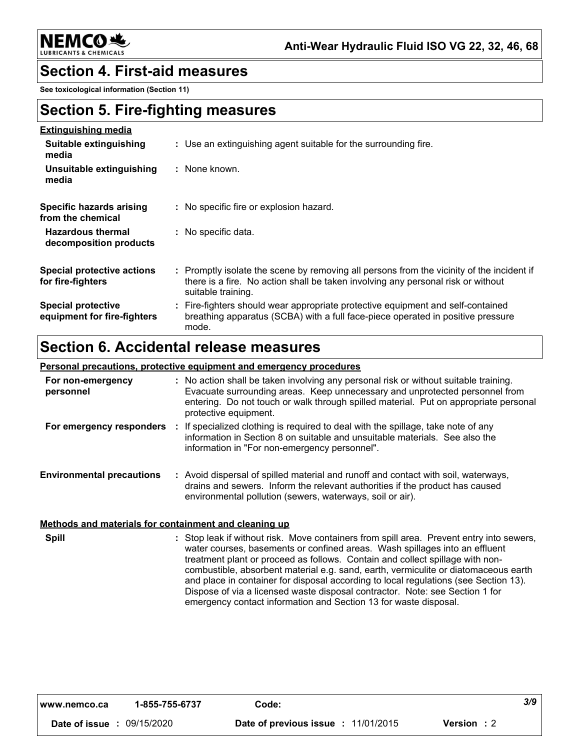## Section 4. First-aid measures

**See toxicological information (Section 11)**

## Section 5. Fire-fighting measures

**Extinguishing media**

| | |
|---|---|
| **Suitable extinguishing media** | : Use an extinguishing agent suitable for the surrounding fire. |
| **Unsuitable extinguishing media** | : None known. |
| **Specific hazards arising from the chemical** | : No specific fire or explosion hazard. |
| **Hazardous thermal decomposition products** | : No specific data. |
| **Special protective actions for fire-fighters** | : Promptly isolate the scene by removing all persons from the vicinity of the incident if there is a fire. No action shall be taken involving any personal risk or without suitable training. |
| **Special protective equipment for fire-fighters** | : Fire-fighters should wear appropriate protective equipment and self-contained breathing apparatus (SCBA) with a full face-piece operated in positive pressure mode. |

## Section 6. Accidental release measures

**Personal precautions, protective equipment and emergency procedures**

| | |
|---|---|
| **For non-emergency personnel** | : No action shall be taken involving any personal risk or without suitable training. Evacuate surrounding areas. Keep unnecessary and unprotected personnel from entering. Do not touch or walk through spilled material. Put on appropriate personal protective equipment. |
| **For emergency responders** | : If specialized clothing is required to deal with the spillage, take note of any information in Section 8 on suitable and unsuitable materials. See also the information in "For non-emergency personnel". |
| **Environmental precautions** | : Avoid dispersal of spilled material and runoff and contact with soil, waterways, drains and sewers. Inform the relevant authorities if the product has caused environmental pollution (sewers, waterways, soil or air). |

**Methods and materials for containment and cleaning up**

| | |
|---|---|
| **Spill** | : Stop leak if without risk. Move containers from spill area. Prevent entry into sewers, water courses, basements or confined areas. Wash spillages into an effluent treatment plant or proceed as follows. Contain and collect spillage with non-combustible, absorbent material e.g. sand, earth, vermiculite or diatomaceous earth and place in container for disposal according to local regulations (see Section 13). Dispose of via a licensed waste disposal contractor. Note: see Section 1 for emergency contact information and Section 13 for waste disposal. |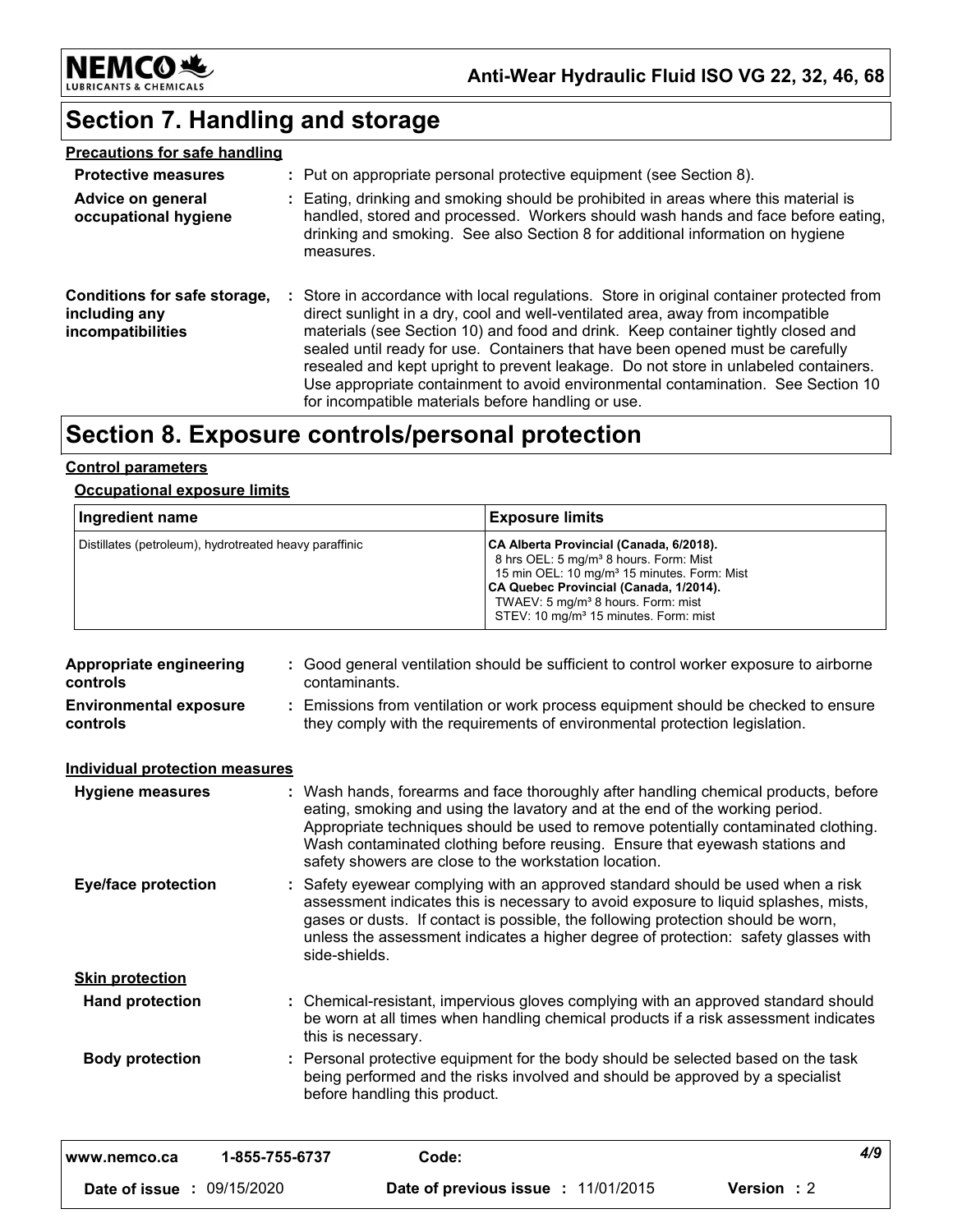## Section 7. Handling and storage

**Precautions for safe handling**

**Protective measures** : Put on appropriate personal protective equipment (see Section 8).

**Advice on general occupational hygiene** : Eating, drinking and smoking should be prohibited in areas where this material is handled, stored and processed. Workers should wash hands and face before eating, drinking and smoking. See also Section 8 for additional information on hygiene measures.

**Conditions for safe storage, including any incompatibilities** : Store in accordance with local regulations. Store in original container protected from direct sunlight in a dry, cool and well-ventilated area, away from incompatible materials (see Section 10) and food and drink. Keep container tightly closed and sealed until ready for use. Containers that have been opened must be carefully resealed and kept upright to prevent leakage. Do not store in unlabeled containers. Use appropriate containment to avoid environmental contamination. See Section 10 for incompatible materials before handling or use.

## Section 8. Exposure controls/personal protection

**Control parameters**

**Occupational exposure limits**

| Ingredient name | Exposure limits |
|---|---|
| Distillates (petroleum), hydrotreated heavy paraffinic | **CA Alberta Provincial (Canada, 6/2018).** 8 hrs OEL: 5 mg/m³ 8 hours. Form: Mist 15 min OEL: 10 mg/m³ 15 minutes. Form: Mist **CA Quebec Provincial (Canada, 1/2014).** TWAEV: 5 mg/m³ 8 hours. Form: mist STEV: 10 mg/m³ 15 minutes. Form: mist |

**Appropriate engineering controls** : Good general ventilation should be sufficient to control worker exposure to airborne contaminants.

**Environmental exposure controls** : Emissions from ventilation or work process equipment should be checked to ensure they comply with the requirements of environmental protection legislation.

**Individual protection measures**

**Hygiene measures** : Wash hands, forearms and face thoroughly after handling chemical products, before eating, smoking and using the lavatory and at the end of the working period. Appropriate techniques should be used to remove potentially contaminated clothing. Wash contaminated clothing before reusing. Ensure that eyewash stations and safety showers are close to the workstation location.

**Eye/face protection** : Safety eyewear complying with an approved standard should be used when a risk assessment indicates this is necessary to avoid exposure to liquid splashes, mists, gases or dusts. If contact is possible, the following protection should be worn, unless the assessment indicates a higher degree of protection: safety glasses with side-shields.

**Skin protection**

**Hand protection** : Chemical-resistant, impervious gloves complying with an approved standard should be worn at all times when handling chemical products if a risk assessment indicates this is necessary.

**Body protection** : Personal protective equipment for the body should be selected based on the task being performed and the risks involved and should be approved by a specialist before handling this product.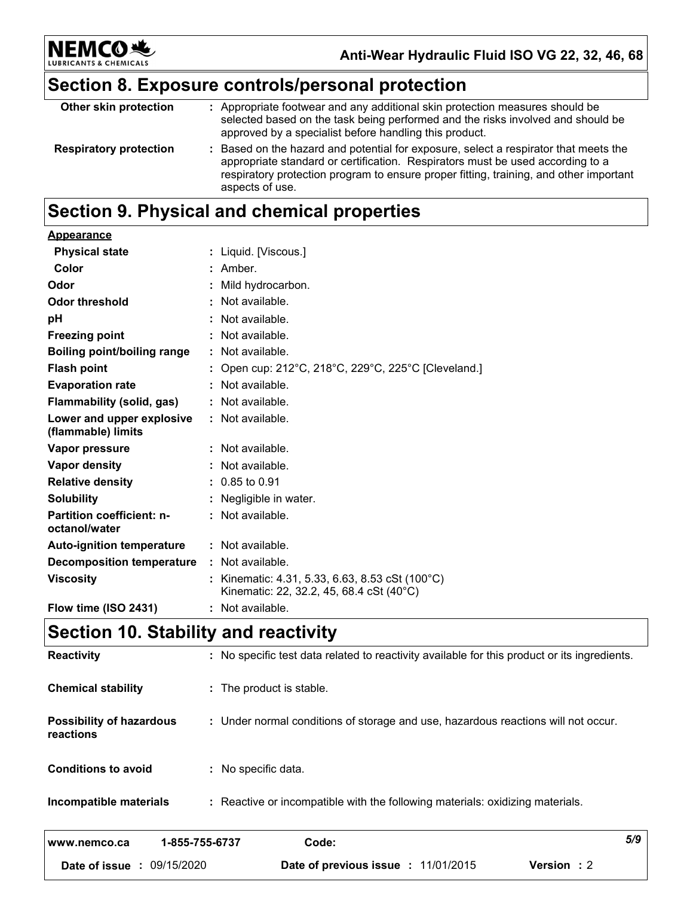## Section 8. Exposure controls/personal protection

| | |
|---|---|
| **Other skin protection** | : Appropriate footwear and any additional skin protection measures should be selected based on the task being performed and the risks involved and should be approved by a specialist before handling this product. |
| **Respiratory protection** | : Based on the hazard and potential for exposure, select a respirator that meets the appropriate standard or certification. Respirators must be used according to a respiratory protection program to ensure proper fitting, training, and other important aspects of use. |

## Section 9. Physical and chemical properties

**Appearance**

| | |
|---|---|
| **Physical state** | : Liquid. [Viscous.] |
| **Color** | : Amber. |
| **Odor** | : Mild hydrocarbon. |
| **Odor threshold** | : Not available. |
| **pH** | : Not available. |
| **Freezing point** | : Not available. |
| **Boiling point/boiling range** | : Not available. |
| **Flash point** | : Open cup: 212°C, 218°C, 229°C, 225°C [Cleveland.] |
| **Evaporation rate** | : Not available. |
| **Flammability (solid, gas)** | : Not available. |
| **Lower and upper explosive (flammable) limits** | : Not available. |
| **Vapor pressure** | : Not available. |
| **Vapor density** | : Not available. |
| **Relative density** | : 0.85 to 0.91 |
| **Solubility** | : Negligible in water. |
| **Partition coefficient: n-octanol/water** | : Not available. |
| **Auto-ignition temperature** | : Not available. |
| **Decomposition temperature** | : Not available. |
| **Viscosity** | : Kinematic: 4.31, 5.33, 6.63, 8.53 cSt (100°C)<br>Kinematic: 22, 32.2, 45, 68.4 cSt (40°C) |
| **Flow time (ISO 2431)** | : Not available. |

## Section 10. Stability and reactivity

| | |
|---|---|
| **Reactivity** | : No specific test data related to reactivity available for this product or its ingredients. |
| **Chemical stability** | : The product is stable. |
| **Possibility of hazardous reactions** | : Under normal conditions of storage and use, hazardous reactions will not occur. |
| **Conditions to avoid** | : No specific data. |
| **Incompatible materials** | : Reactive or incompatible with the following materials: oxidizing materials. |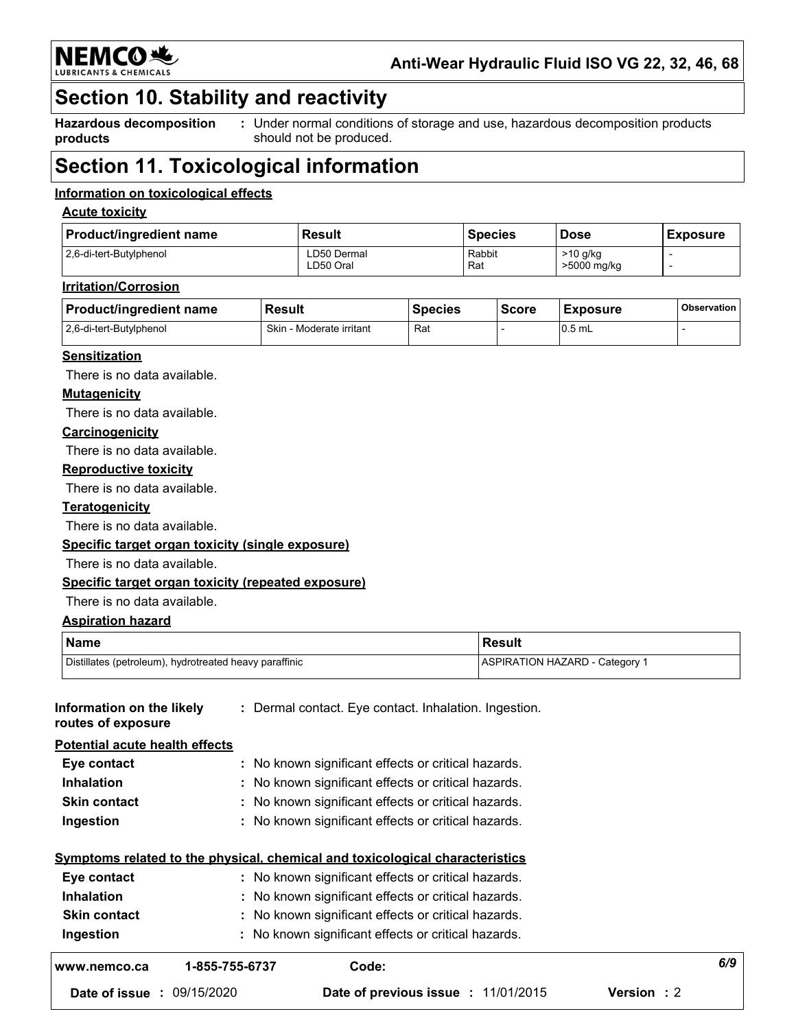## Section 10. Stability and reactivity

**Hazardous decomposition products** : Under normal conditions of storage and use, hazardous decomposition products should not be produced.

## Section 11. Toxicological information

### Information on toxicological effects

#### Acute toxicity

| Product/ingredient name | Result | Species | Dose | Exposure |
|---|---|---|---|---|
| 2,6-di-tert-Butylphenol | LD50 Dermal<br>LD50 Oral | Rabbit<br>Rat | >10 g/kg<br>>5000 mg/kg | -<br>- |

#### Irritation/Corrosion

| Product/ingredient name | Result | Species | Score | Exposure | Observation |
|---|---|---|---|---|---|
| 2,6-di-tert-Butylphenol | Skin - Moderate irritant | Rat | - | 0.5 mL | - |

#### Sensitization

There is no data available.

#### Mutagenicity

There is no data available.

#### Carcinogenicity

There is no data available.

#### Reproductive toxicity

There is no data available.

#### Teratogenicity

There is no data available.

#### Specific target organ toxicity (single exposure)

There is no data available.

#### Specific target organ toxicity (repeated exposure)

There is no data available.

#### Aspiration hazard

| Name | Result |
|---|---|
| Distillates (petroleum), hydrotreated heavy paraffinic | ASPIRATION HAZARD - Category 1 |

**Information on the likely routes of exposure** : Dermal contact. Eye contact. Inhalation. Ingestion.

#### Potential acute health effects

**Eye contact** : No known significant effects or critical hazards.
**Inhalation** : No known significant effects or critical hazards.
**Skin contact** : No known significant effects or critical hazards.
**Ingestion** : No known significant effects or critical hazards.

#### Symptoms related to the physical, chemical and toxicological characteristics

**Eye contact** : No known significant effects or critical hazards.
**Inhalation** : No known significant effects or critical hazards.
**Skin contact** : No known significant effects or critical hazards.
**Ingestion** : No known significant effects or critical hazards.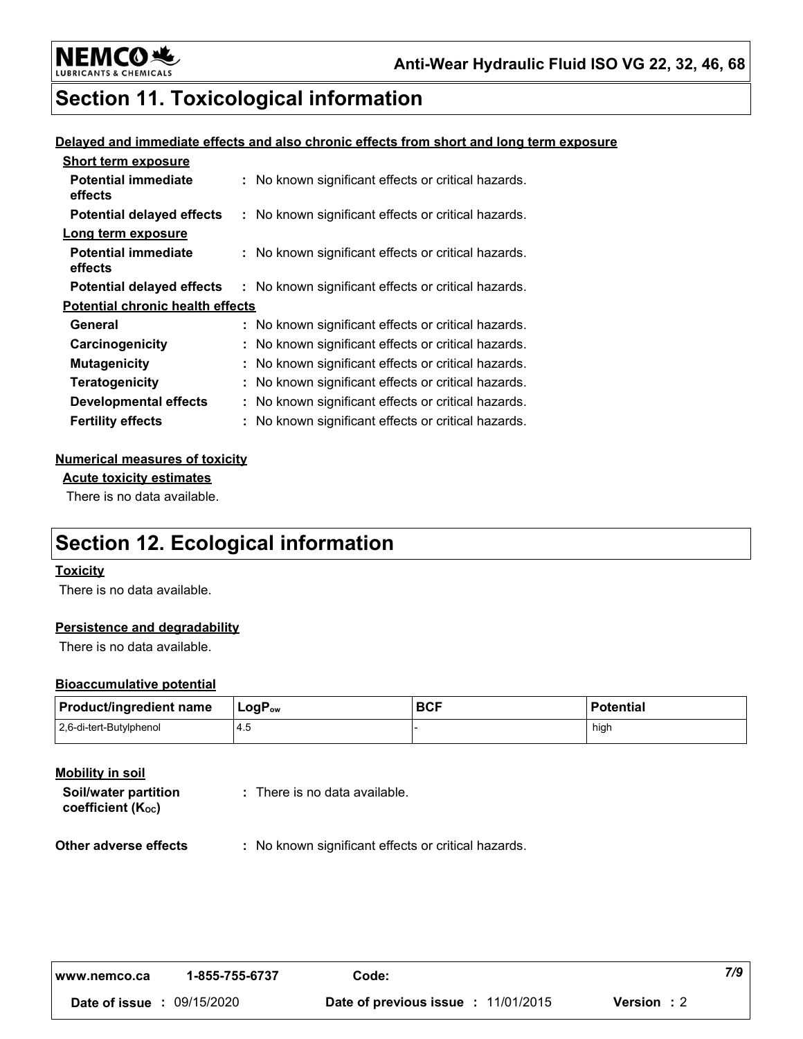## Section 11. Toxicological information

**Delayed and immediate effects and also chronic effects from short and long term exposure**

**Short term exposure**

| | |
|---|---|
| **Potential immediate effects** | : No known significant effects or critical hazards. |
| **Potential delayed effects** | : No known significant effects or critical hazards. |

**Long term exposure**

| | |
|---|---|
| **Potential immediate effects** | : No known significant effects or critical hazards. |
| **Potential delayed effects** | : No known significant effects or critical hazards. |

**Potential chronic health effects**

| | |
|---|---|
| **General** | : No known significant effects or critical hazards. |
| **Carcinogenicity** | : No known significant effects or critical hazards. |
| **Mutagenicity** | : No known significant effects or critical hazards. |
| **Teratogenicity** | : No known significant effects or critical hazards. |
| **Developmental effects** | : No known significant effects or critical hazards. |
| **Fertility effects** | : No known significant effects or critical hazards. |

**Numerical measures of toxicity**

**Acute toxicity estimates**

There is no data available.

## Section 12. Ecological information

**Toxicity**

There is no data available.

**Persistence and degradability**

There is no data available.

**Bioaccumulative potential**

| Product/ingredient name | $LogP_{ow}$ | BCF | Potential |
|---|---|---|---|
| 2,6-di-tert-Butylphenol | 4.5 | - | high |

**Mobility in soil**

| | |
|---|---|
| **Soil/water partition coefficient ($K_{OC}$)** | : There is no data available. |
| **Other adverse effects** | : No known significant effects or critical hazards. |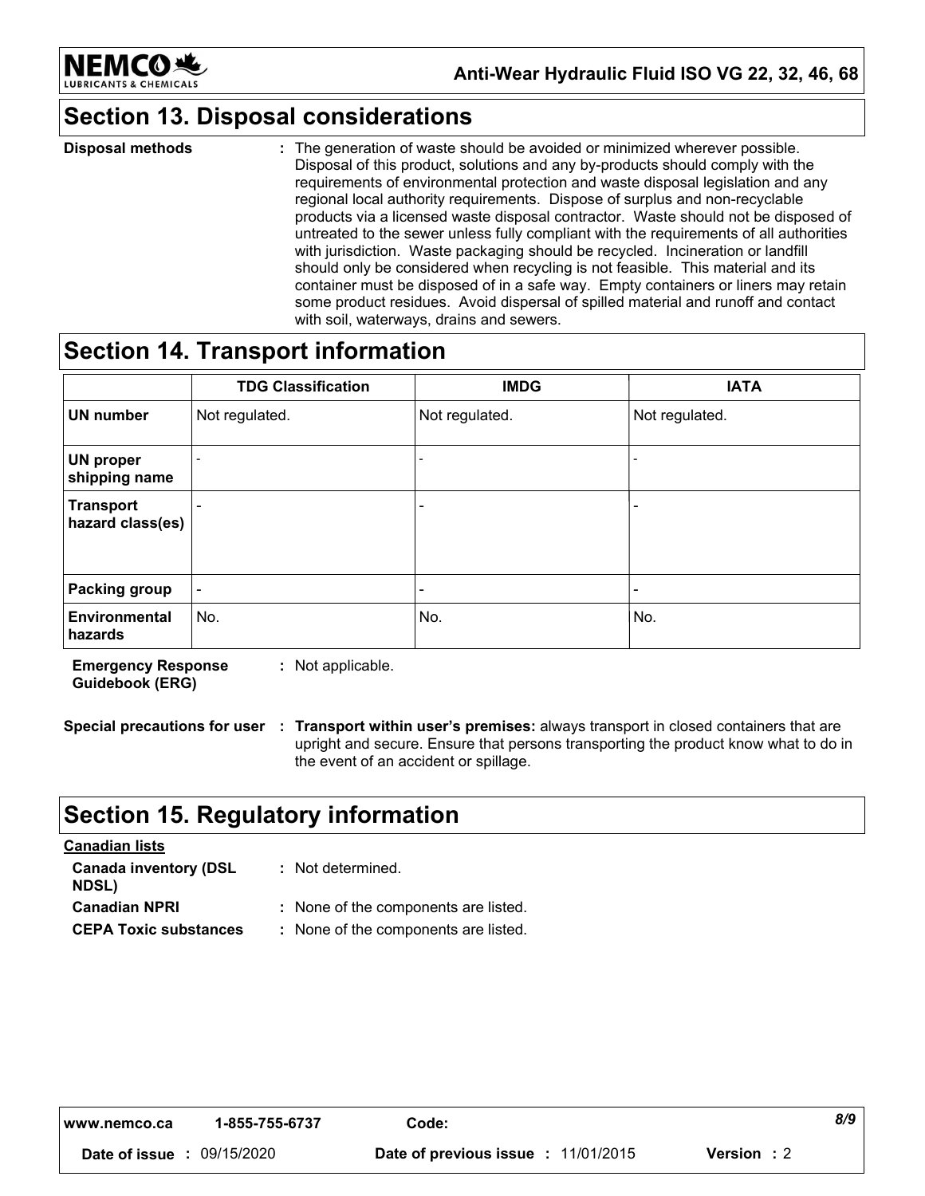## Section 13. Disposal considerations

**Disposal methods** : The generation of waste should be avoided or minimized wherever possible. Disposal of this product, solutions and any by-products should comply with the requirements of environmental protection and waste disposal legislation and any regional local authority requirements. Dispose of surplus and non-recyclable products via a licensed waste disposal contractor. Waste should not be disposed of untreated to the sewer unless fully compliant with the requirements of all authorities with jurisdiction. Waste packaging should be recycled. Incineration or landfill should only be considered when recycling is not feasible. This material and its container must be disposed of in a safe way. Empty containers or liners may retain some product residues. Avoid dispersal of spilled material and runoff and contact with soil, waterways, drains and sewers.

## Section 14. Transport information

| | TDG Classification | IMDG | IATA |
|---|---|---|---|
| **UN number** | Not regulated. | Not regulated. | Not regulated. |
| **UN proper shipping name** | - | - | - |
| **Transport hazard class(es)** | - | - | - |
| **Packing group** | - | - | - |
| **Environmental hazards** | No. | No. | No. |

**Emergency Response Guidebook (ERG)** : Not applicable.

**Special precautions for user** : **Transport within user's premises:** always transport in closed containers that are upright and secure. Ensure that persons transporting the product know what to do in the event of an accident or spillage.

## Section 15. Regulatory information

**Canadian lists**

**Canada inventory (DSL NDSL)** : Not determined.

**Canadian NPRI** : None of the components are listed.

**CEPA Toxic substances** : None of the components are listed.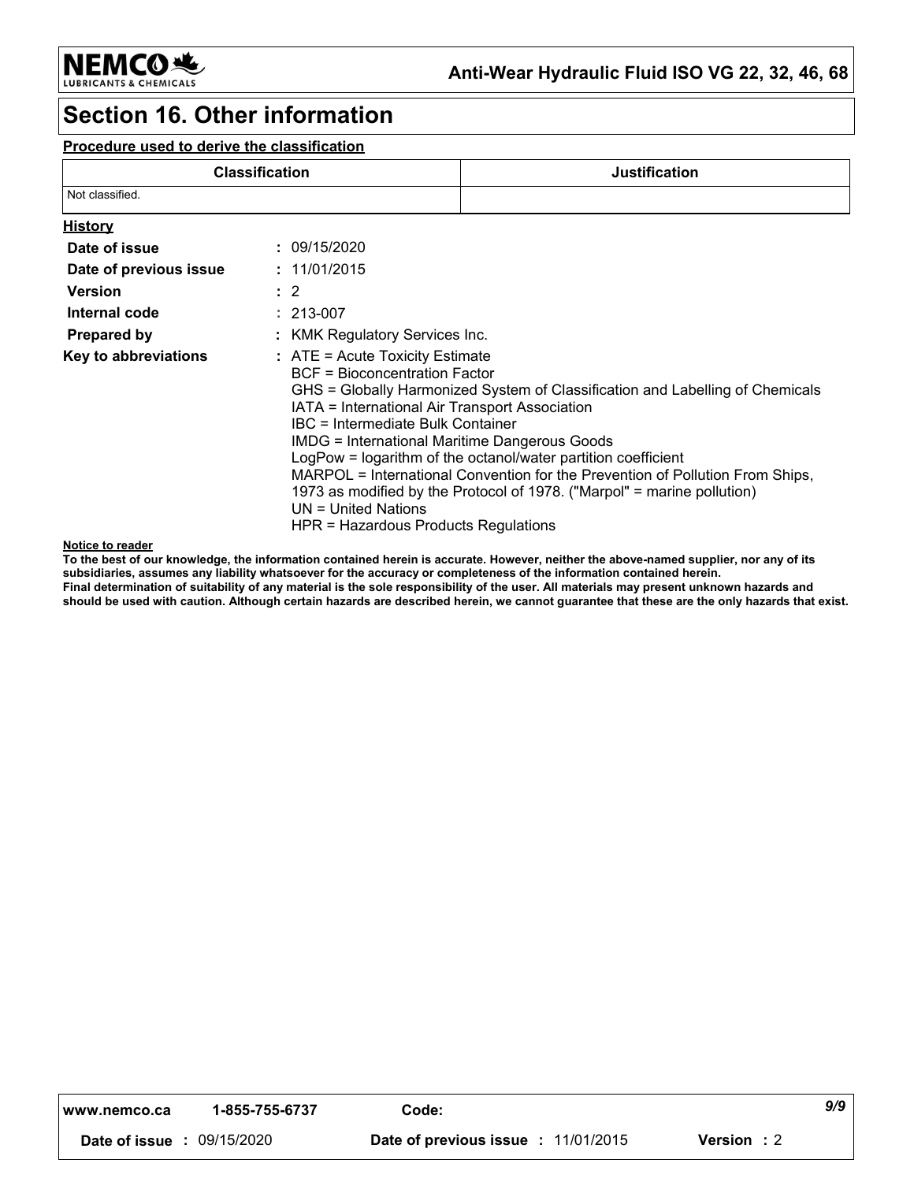## Section 16. Other information

**Procedure used to derive the classification**

| Classification | Justification |
| --- | --- |
| Not classified. | |

**History**

| | |
| --- | --- |
| **Date of issue** | : 09/15/2020 |
| **Date of previous issue** | : 11/01/2015 |
| **Version** | : 2 |
| **Internal code** | : 213-007 |
| **Prepared by** | : KMK Regulatory Services Inc. |
| **Key to abbreviations** | : ATE = Acute Toxicity Estimate<br>BCF = Bioconcentration Factor<br>GHS = Globally Harmonized System of Classification and Labelling of Chemicals<br>IATA = International Air Transport Association<br>IBC = Intermediate Bulk Container<br>IMDG = International Maritime Dangerous Goods<br>LogPow = logarithm of the octanol/water partition coefficient<br>MARPOL = International Convention for the Prevention of Pollution From Ships, 1973 as modified by the Protocol of 1978. ("Marpol" = marine pollution)<br>UN = United Nations<br>HPR = Hazardous Products Regulations |

**Notice to reader**

**To the best of our knowledge, the information contained herein is accurate. However, neither the above-named supplier, nor any of its subsidiaries, assumes any liability whatsoever for the accuracy or completeness of the information contained herein. Final determination of suitability of any material is the sole responsibility of the user. All materials may present unknown hazards and should be used with caution. Although certain hazards are described herein, we cannot guarantee that these are the only hazards that exist.**